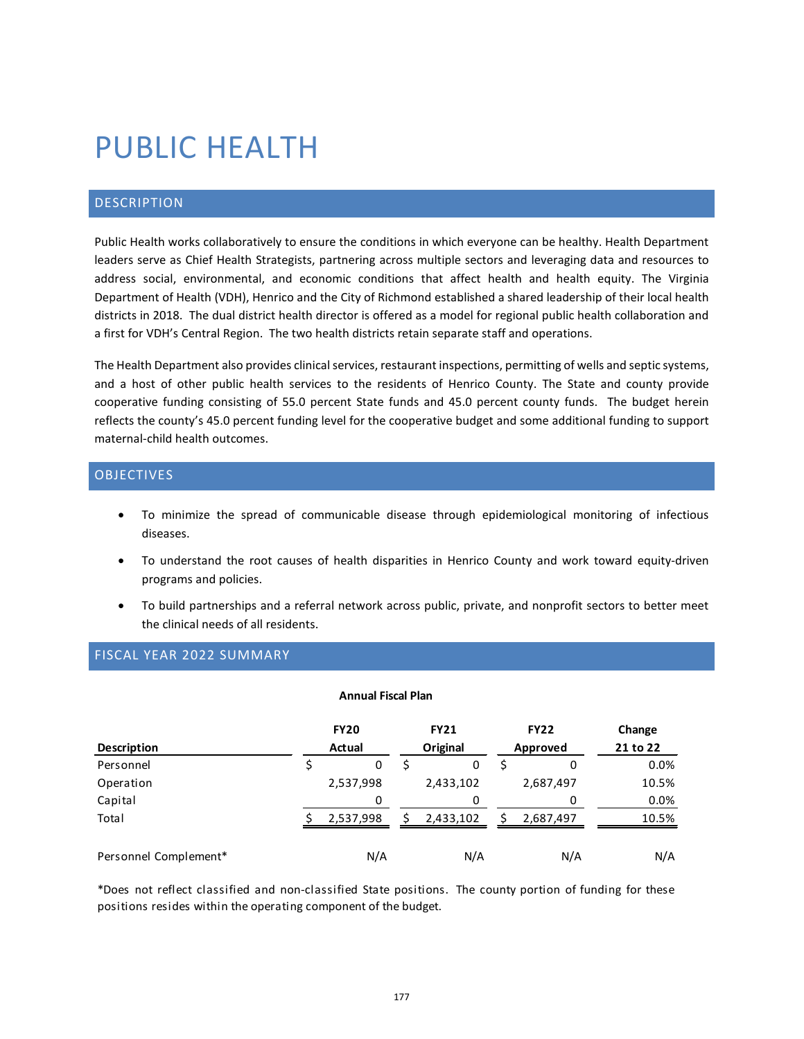# PUBLIC HEALTH

## DESCRIPTION

Public Health works collaboratively to ensure the conditions in which everyone can be healthy. Health Department leaders serve as Chief Health Strategists, partnering across multiple sectors and leveraging data and resources to address social, environmental, and economic conditions that affect health and health equity. The Virginia Department of Health (VDH), Henrico and the City of Richmond established a shared leadership of their local health districts in 2018. The dual district health director is offered as a model for regional public health collaboration and a first for VDH's Central Region. The two health districts retain separate staff and operations.

The Health Department also provides clinical services, restaurant inspections, permitting of wells and septic systems, and a host of other public health services to the residents of Henrico County. The State and county provide cooperative funding consisting of 55.0 percent State funds and 45.0 percent county funds. The budget herein reflects the county's 45.0 percent funding level for the cooperative budget and some additional funding to support maternal-child health outcomes.

## OBJECTIVES

- To minimize the spread of communicable disease through epidemiological monitoring of infectious diseases.
- To understand the root causes of health disparities in Henrico County and work toward equity-driven programs and policies.
- To build partnerships and a referral network across public, private, and nonprofit sectors to better meet the clinical needs of all residents.

## FISCAL YEAR 2022 SUMMARY

**Annual Fiscal Plan**

| Description | FY20 Actual | FY21 Original | FY22 Approved | Change 21 to 22 |
|---|---|---|---|---|
| Personnel | $ 0 | $ 0 | $ 0 | 0.0% |
| Operation | 2,537,998 | 2,433,102 | 2,687,497 | 10.5% |
| Capital | 0 | 0 | 0 | 0.0% |
| Total | $ 2,537,998 | $ 2,433,102 | $ 2,687,497 | 10.5% |
| | | | | |
| Personnel Complement* | N/A | N/A | N/A | N/A |

*Does not reflect classified and non-classified State positions. The county portion of funding for these positions resides within the operating component of the budget.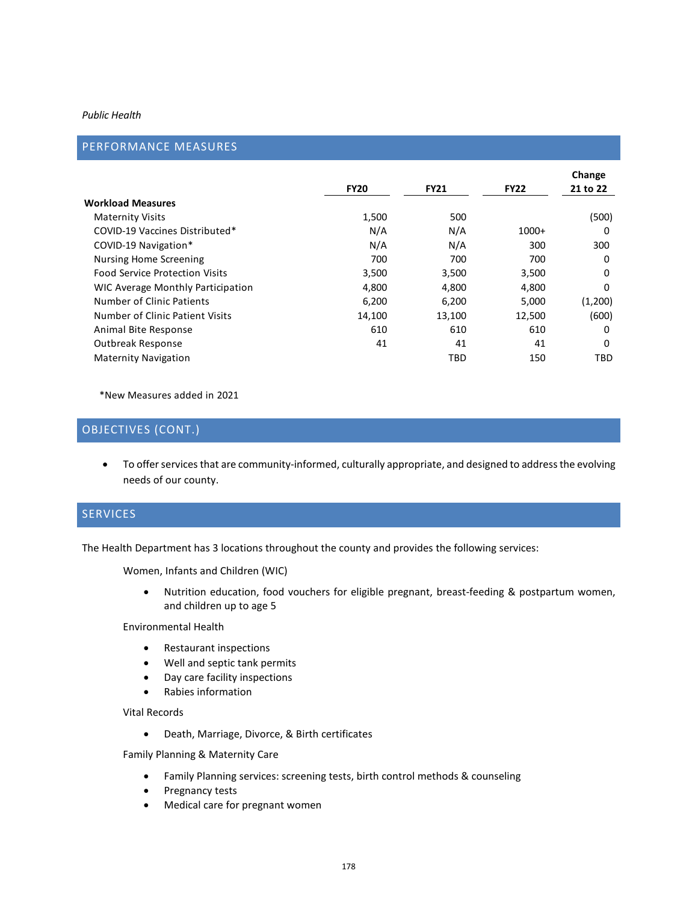*Public Health*

## PERFORMANCE MEASURES

| | FY20 | FY21 | FY22 | Change 21 to 22 |
|---|---|---|---|---|
| **Workload Measures** | | | | |
| Maternity Visits | 1,500 | 500 | | (500) |
| COVID-19 Vaccines Distributed* | N/A | N/A | 1000+ | 0 |
| COVID-19 Navigation* | N/A | N/A | 300 | 300 |
| Nursing Home Screening | 700 | 700 | 700 | 0 |
| Food Service Protection Visits | 3,500 | 3,500 | 3,500 | 0 |
| WIC Average Monthly Participation | 4,800 | 4,800 | 4,800 | 0 |
| Number of Clinic Patients | 6,200 | 6,200 | 5,000 | (1,200) |
| Number of Clinic Patient Visits | 14,100 | 13,100 | 12,500 | (600) |
| Animal Bite Response | 610 | 610 | 610 | 0 |
| Outbreak Response | 41 | 41 | 41 | 0 |
| Maternity Navigation | | TBD | 150 | TBD |

*New Measures added in 2021

## OBJECTIVES (CONT.)

- To offer services that are community-informed, culturally appropriate, and designed to address the evolving needs of our county.

## SERVICES

The Health Department has 3 locations throughout the county and provides the following services:

Women, Infants and Children (WIC)

- Nutrition education, food vouchers for eligible pregnant, breast-feeding & postpartum women, and children up to age 5

Environmental Health

- Restaurant inspections
- Well and septic tank permits
- Day care facility inspections
- Rabies information

Vital Records

- Death, Marriage, Divorce, & Birth certificates

Family Planning & Maternity Care

- Family Planning services: screening tests, birth control methods & counseling
- Pregnancy tests
- Medical care for pregnant women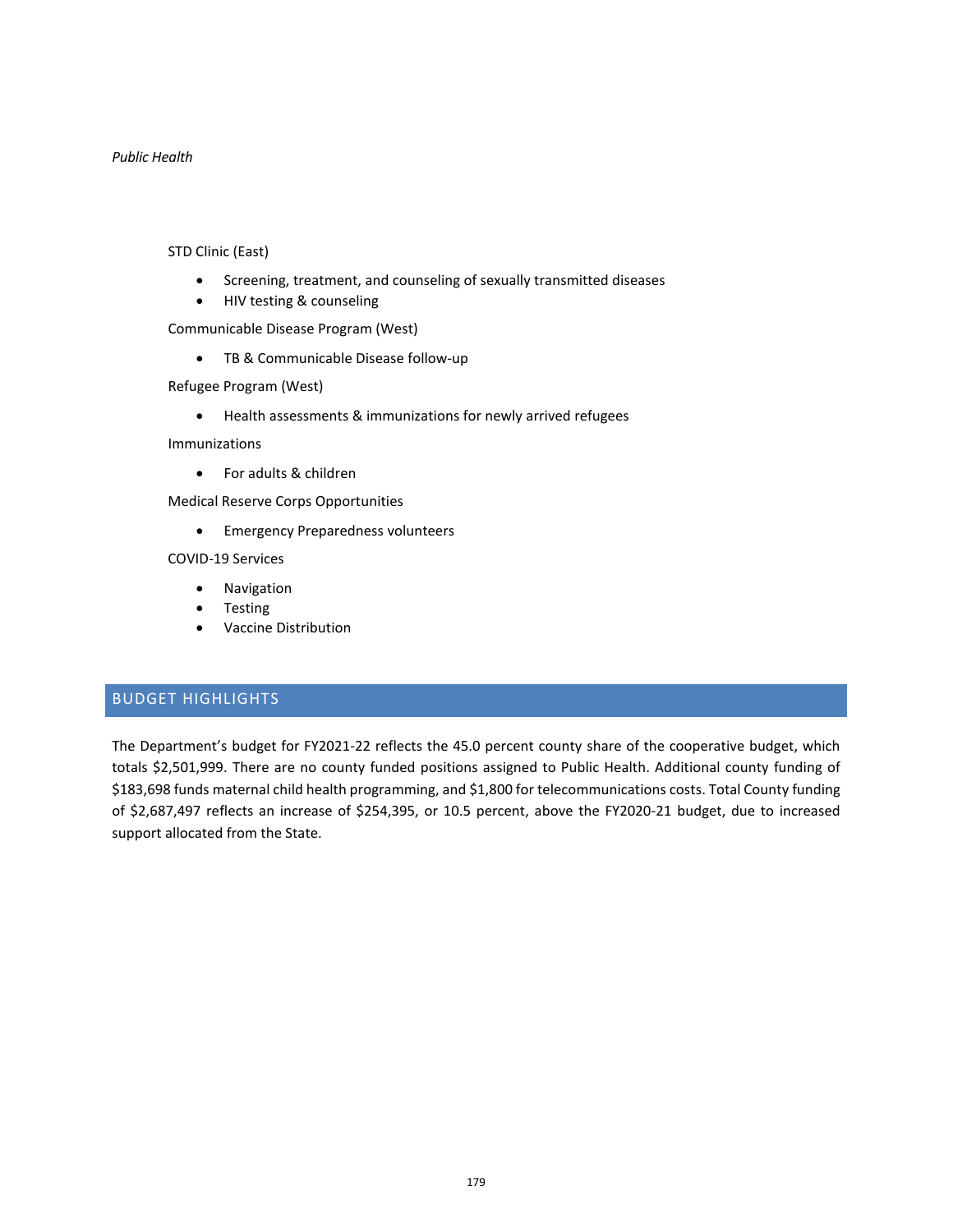STD Clinic (East)

- Screening, treatment, and counseling of sexually transmitted diseases
- HIV testing & counseling

Communicable Disease Program (West)

- TB & Communicable Disease follow-up

Refugee Program (West)

- Health assessments & immunizations for newly arrived refugees

Immunizations

- For adults & children

Medical Reserve Corps Opportunities

- Emergency Preparedness volunteers

COVID-19 Services

- Navigation
- Testing
- Vaccine Distribution

## BUDGET HIGHLIGHTS

The Department's budget for FY2021-22 reflects the 45.0 percent county share of the cooperative budget, which totals $2,501,999. There are no county funded positions assigned to Public Health. Additional county funding of $183,698 funds maternal child health programming, and $1,800 for telecommunications costs. Total County funding of $2,687,497 reflects an increase of $254,395, or 10.5 percent, above the FY2020-21 budget, due to increased support allocated from the State.